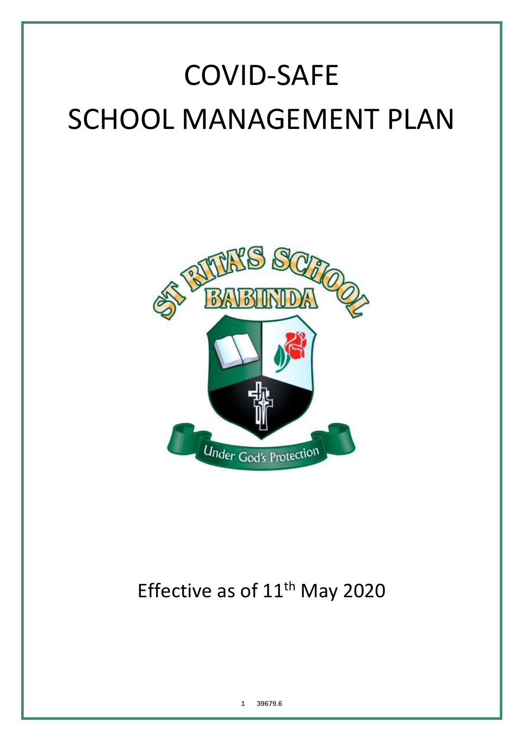# COVID-SAFE

# SCHOOL MANAGEMENT PLAN

Effective as of 11th May 2020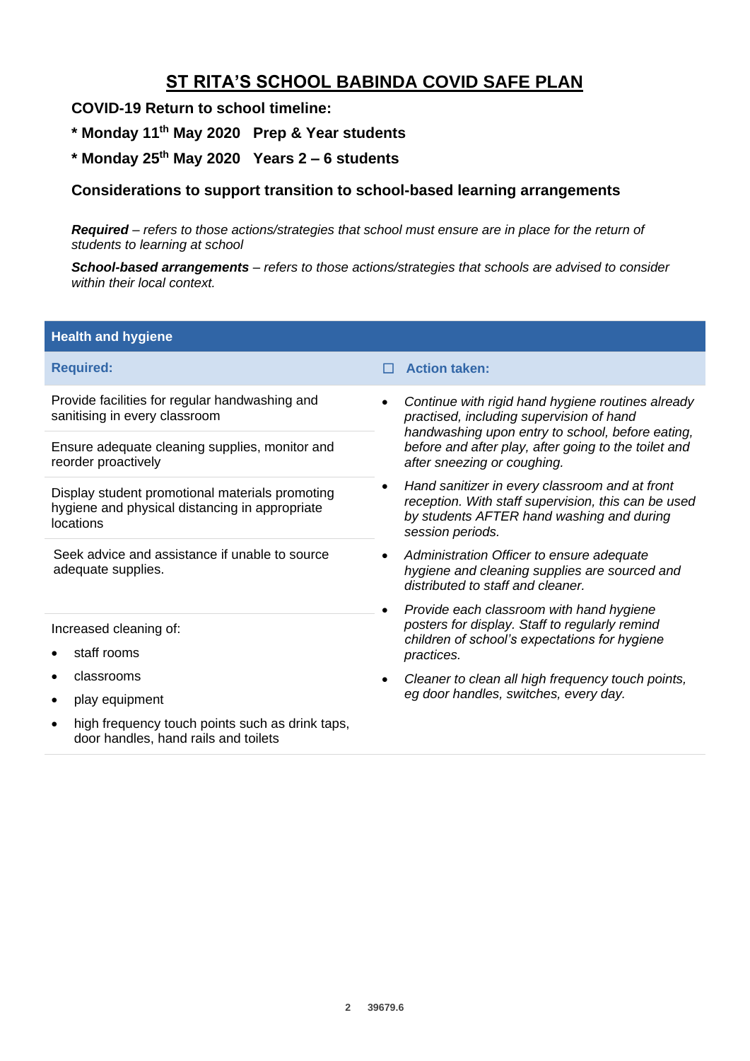# ST RITA'S SCHOOL BABINDA COVID SAFE PLAN

**COVID-19 Return to school timeline:**

**\* Monday 11th May 2020   Prep & Year students**

**\* Monday 25th May 2020   Years 2 – 6 students**

**Considerations to support transition to school-based learning arrangements**

***Required*** *– refers to those actions/strategies that school must ensure are in place for the return of students to learning at school*

***School-based arrangements*** *– refers to those actions/strategies that schools are advised to consider within their local context.*

| **Health and hygiene** | |
|---|---|
| **Required:** | ☐ **Action taken:** |
| Provide facilities for regular handwashing and sanitising in every classroom<br><br>Ensure adequate cleaning supplies, monitor and reorder proactively<br><br>Display student promotional materials promoting hygiene and physical distancing in appropriate locations<br><br>Seek advice and assistance if unable to source adequate supplies.<br><br>Increased cleaning of:<br>• staff rooms<br>• classrooms<br>• play equipment<br>• high frequency touch points such as drink taps, door handles, hand rails and toilets | • *Continue with rigid hand hygiene routines already practised, including supervision of hand handwashing upon entry to school, before eating, before and after play, after going to the toilet and after sneezing or coughing.*<br>• *Hand sanitizer in every classroom and at front reception. With staff supervision, this can be used by students AFTER hand washing and during session periods.*<br>• *Administration Officer to ensure adequate hygiene and cleaning supplies are sourced and distributed to staff and cleaner.*<br>• *Provide each classroom with hand hygiene posters for display. Staff to regularly remind children of school's expectations for hygiene practices.*<br>• *Cleaner to clean all high frequency touch points, eg door handles, switches, every day.* |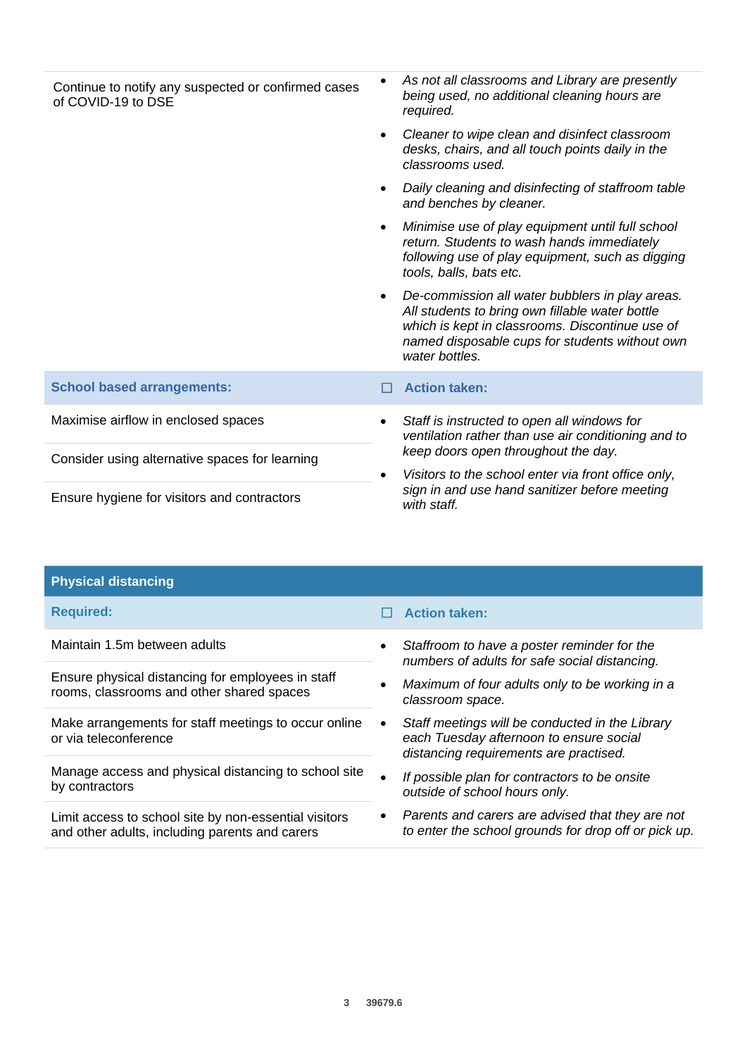| | |
|---|---|
| Continue to notify any suspected or confirmed cases of COVID-19 to DSE | • *As not all classrooms and Library are presently being used, no additional cleaning hours are required.*<br>• *Cleaner to wipe clean and disinfect classroom desks, chairs, and all touch points daily in the classrooms used.*<br>• *Daily cleaning and disinfecting of staffroom table and benches by cleaner.*<br>• *Minimise use of play equipment until full school return. Students to wash hands immediately following use of play equipment, such as digging tools, balls, bats etc.*<br>• *De-commission all water bubblers in play areas. All students to bring own fillable water bottle which is kept in classrooms. Discontinue use of named disposable cups for students without own water bottles.* |
| **School based arrangements:** | ☐ **Action taken:** |
| Maximise airflow in enclosed spaces<br><br>Consider using alternative spaces for learning<br><br>Ensure hygiene for visitors and contractors | • *Staff is instructed to open all windows for ventilation rather than use air conditioning and to keep doors open throughout the day.*<br>• *Visitors to the school enter via front office only, sign in and use hand sanitizer before meeting with staff.* |

| Physical distancing | |
|---|---|
| **Required:** | ☐ **Action taken:** |
| Maintain 1.5m between adults<br><br>Ensure physical distancing for employees in staff rooms, classrooms and other shared spaces<br><br>Make arrangements for staff meetings to occur online or via teleconference<br><br>Manage access and physical distancing to school site by contractors<br><br>Limit access to school site by non-essential visitors and other adults, including parents and carers | • *Staffroom to have a poster reminder for the numbers of adults for safe social distancing.*<br>• *Maximum of four adults only to be working in a classroom space.*<br>• *Staff meetings will be conducted in the Library each Tuesday afternoon to ensure social distancing requirements are practised.*<br>• *If possible plan for contractors to be onsite outside of school hours only.*<br>• *Parents and carers are advised that they are not to enter the school grounds for drop off or pick up.* |

39679.6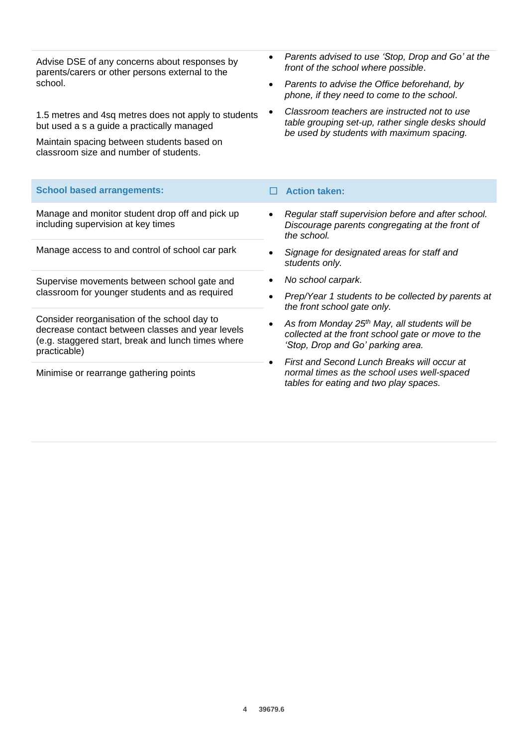| | |
|---|---|
| Advise DSE of any concerns about responses by parents/carers or other persons external to the school. | • *Parents advised to use 'Stop, Drop and Go' at the front of the school where possible*.<br>• *Parents to advise the Office beforehand, by phone, if they need to come to the school*. |
| 1.5 metres and 4sq metres does not apply to students but used a s a guide a practically managed<br><br>Maintain spacing between students based on classroom size and number of students. | • *Classroom teachers are instructed not to use table grouping set-up, rather single desks should be used by students with maximum spacing.* |

| **School based arrangements:** | ☐ **Action taken:** |
|---|---|
| Manage and monitor student drop off and pick up including supervision at key times | • *Regular staff supervision before and after school. Discourage parents congregating at the front of the school.* |
| Manage access to and control of school car park | • *Signage for designated areas for staff and students only.* |
| Supervise movements between school gate and classroom for younger students and as required | • *No school carpark.*<br>• *Prep/Year 1 students to be collected by parents at the front school gate only.* |
| Consider reorganisation of the school day to decrease contact between classes and year levels (e.g. staggered start, break and lunch times where practicable) | • *As from Monday 25th May, all students will be collected at the front school gate or move to the 'Stop, Drop and Go' parking area.* |
| Minimise or rearrange gathering points | • *First and Second Lunch Breaks will occur at normal times as the school uses well-spaced tables for eating and two play spaces.* |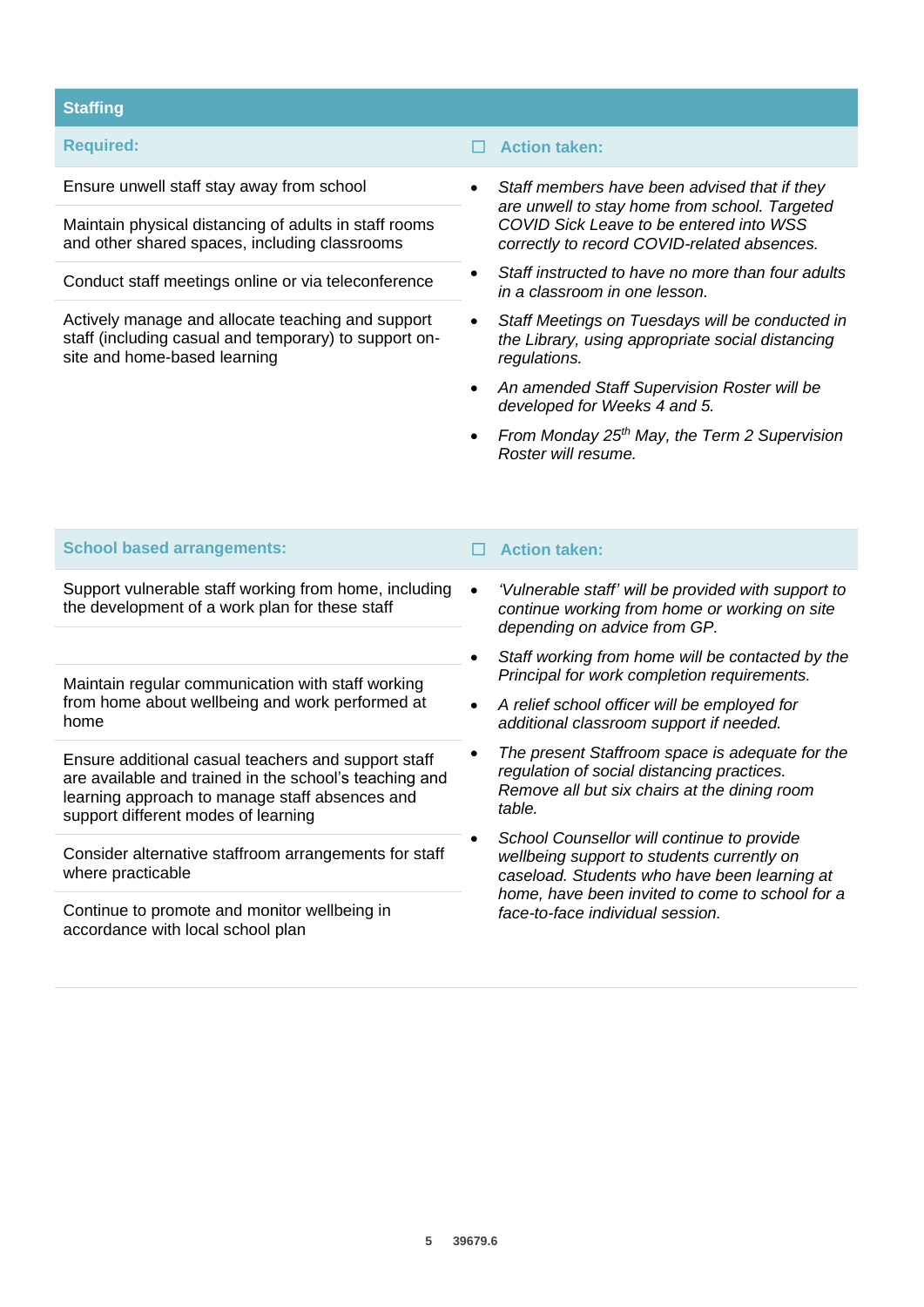## Staffing

| Required: | ☐ Action taken: |
|---|---|
| Ensure unwell staff stay away from school<br><br>Maintain physical distancing of adults in staff rooms and other shared spaces, including classrooms<br><br>Conduct staff meetings online or via teleconference<br><br>Actively manage and allocate teaching and support staff (including casual and temporary) to support on-site and home-based learning | • *Staff members have been advised that if they are unwell to stay home from school. Targeted COVID Sick Leave to be entered into WSS correctly to record COVID-related absences.*<br>• *Staff instructed to have no more than four adults in a classroom in one lesson.*<br>• *Staff Meetings on Tuesdays will be conducted in the Library, using appropriate social distancing regulations.*<br>• *An amended Staff Supervision Roster will be developed for Weeks 4 and 5.*<br>• *From Monday 25th May, the Term 2 Supervision Roster will resume.* |

| School based arrangements: | ☐ Action taken: |
|---|---|
| Support vulnerable staff working from home, including the development of a work plan for these staff<br><br>Maintain regular communication with staff working from home about wellbeing and work performed at home<br><br>Ensure additional casual teachers and support staff are available and trained in the school's teaching and learning approach to manage staff absences and support different modes of learning<br><br>Consider alternative staffroom arrangements for staff where practicable<br><br>Continue to promote and monitor wellbeing in accordance with local school plan | • *'Vulnerable staff' will be provided with support to continue working from home or working on site depending on advice from GP.*<br>• *Staff working from home will be contacted by the Principal for work completion requirements.*<br>• *A relief school officer will be employed for additional classroom support if needed.*<br>• *The present Staffroom space is adequate for the regulation of social distancing practices. Remove all but six chairs at the dining room table.*<br>• *School Counsellor will continue to provide wellbeing support to students currently on caseload. Students who have been learning at home, have been invited to come to school for a face-to-face individual session.* |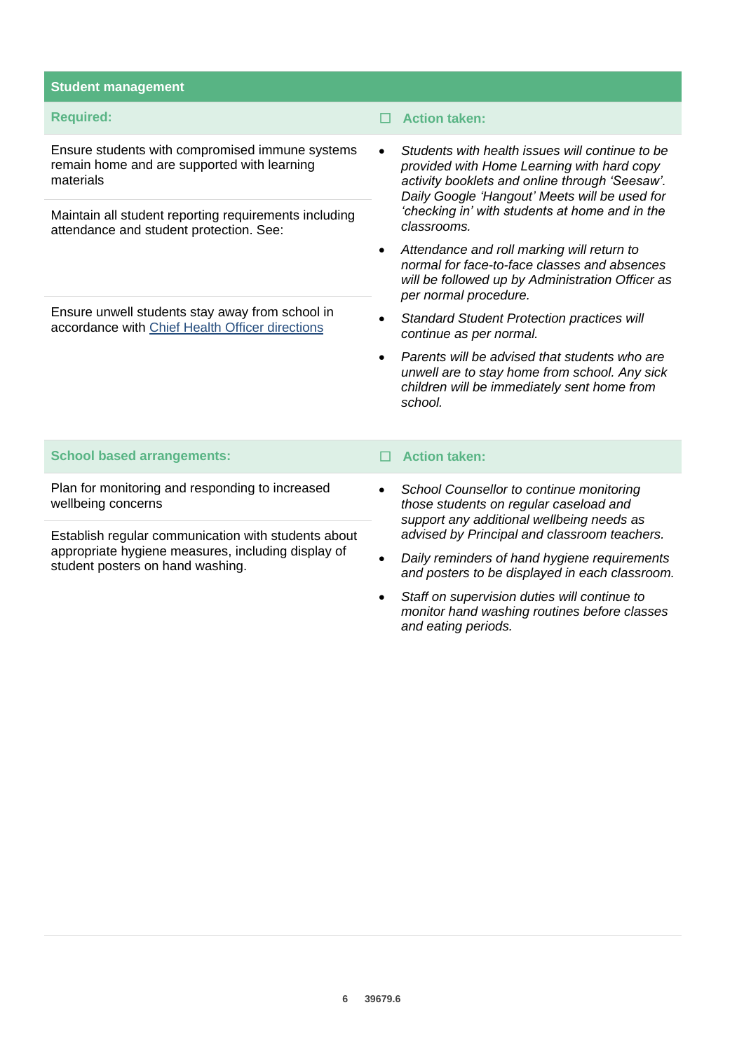## Student management

| Required: | ☐ Action taken: |
|---|---|
| Ensure students with compromised immune systems remain home and are supported with learning materials<br><br>Maintain all student reporting requirements including attendance and student protection. See:<br><br>Ensure unwell students stay away from school in accordance with [Chief Health Officer directions] | • *Students with health issues will continue to be provided with Home Learning with hard copy activity booklets and online through 'Seesaw'. Daily Google 'Hangout' Meets will be used for 'checking in' with students at home and in the classrooms.*<br>• *Attendance and roll marking will return to normal for face-to-face classes and absences will be followed up by Administration Officer as per normal procedure.*<br>• *Standard Student Protection practices will continue as per normal.*<br>• *Parents will be advised that students who are unwell are to stay home from school. Any sick children will be immediately sent home from school.* |

| School based arrangements: | ☐ Action taken: |
|---|---|
| Plan for monitoring and responding to increased wellbeing concerns<br><br>Establish regular communication with students about appropriate hygiene measures, including display of student posters on hand washing. | • *School Counsellor to continue monitoring those students on regular caseload and support any additional wellbeing needs as advised by Principal and classroom teachers.*<br>• *Daily reminders of hand hygiene requirements and posters to be displayed in each classroom.*<br>• *Staff on supervision duties will continue to monitor hand washing routines before classes and eating periods.* |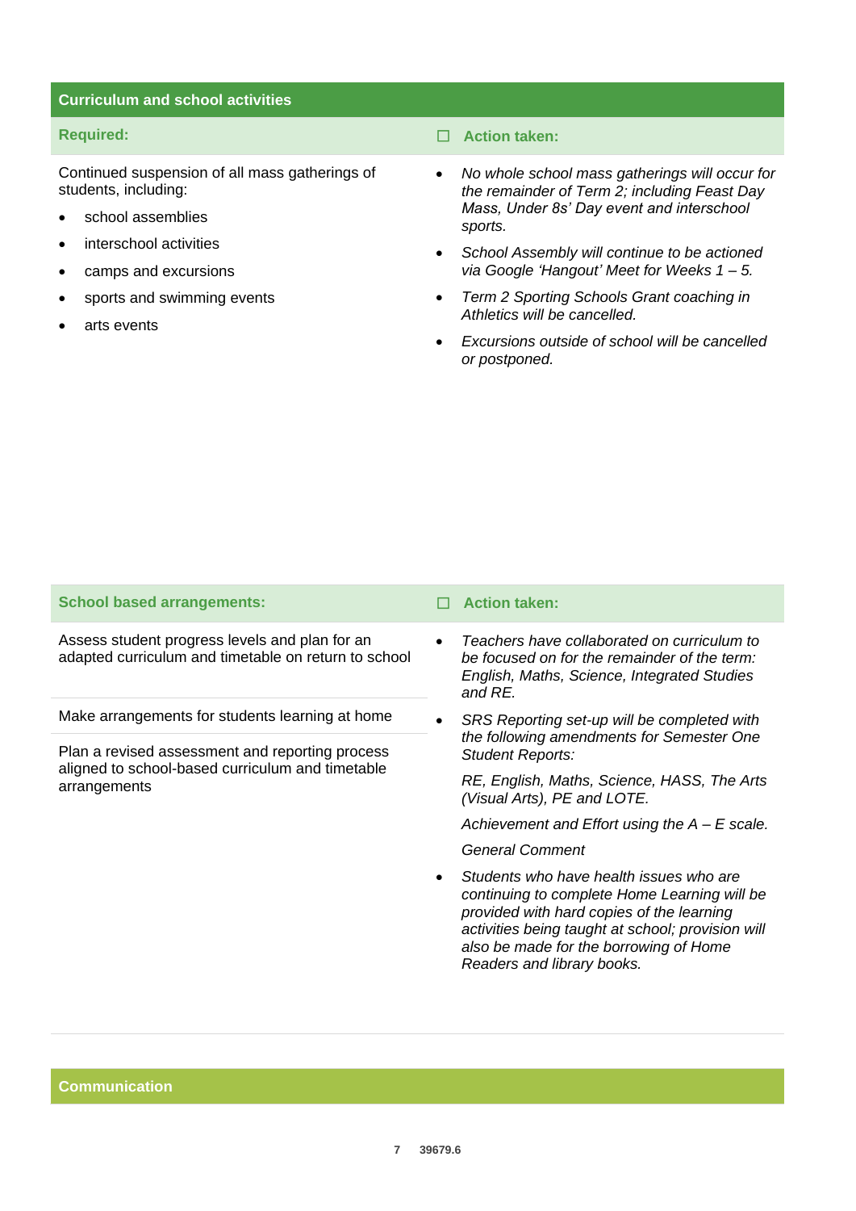## Curriculum and school activities

| Required: | ☐ Action taken: |
|---|---|
| Continued suspension of all mass gatherings of students, including:<br>• school assemblies<br>• interschool activities<br>• camps and excursions<br>• sports and swimming events<br>• arts events | • *No whole school mass gatherings will occur for the remainder of Term 2; including Feast Day Mass, Under 8s' Day event and interschool sports.*<br>• *School Assembly will continue to be actioned via Google 'Hangout' Meet for Weeks 1 – 5.*<br>• *Term 2 Sporting Schools Grant coaching in Athletics will be cancelled.*<br>• *Excursions outside of school will be cancelled or postponed.* |

| School based arrangements: | ☐ Action taken: |
|---|---|
| Assess student progress levels and plan for an adapted curriculum and timetable on return to school<br><br>Make arrangements for students learning at home<br><br>Plan a revised assessment and reporting process aligned to school-based curriculum and timetable arrangements | • *Teachers have collaborated on curriculum to be focused on for the remainder of the term: English, Maths, Science, Integrated Studies and RE.*<br>• *SRS Reporting set-up will be completed with the following amendments for Semester One Student Reports:*<br>*RE, English, Maths, Science, HASS, The Arts (Visual Arts), PE and LOTE.*<br>*Achievement and Effort using the A – E scale.*<br>*General Comment*<br>• *Students who have health issues who are continuing to complete Home Learning will be provided with hard copies of the learning activities being taught at school; provision will also be made for the borrowing of Home Readers and library books.* |

## Communication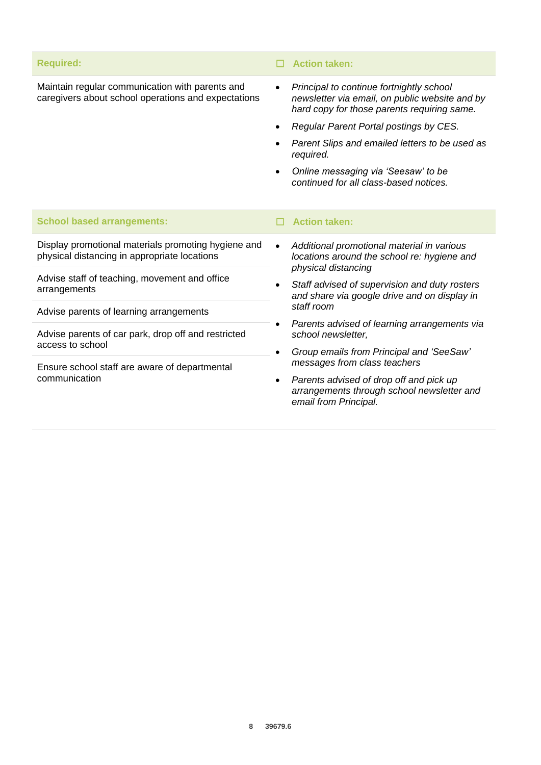| Required: | ☐ Action taken: |
|---|---|
| Maintain regular communication with parents and caregivers about school operations and expectations | • *Principal to continue fortnightly school newsletter via email, on public website and by hard copy for those parents requiring same.*<br>• *Regular Parent Portal postings by CES.*<br>• *Parent Slips and emailed letters to be used as required.*<br>• *Online messaging via 'Seesaw' to be continued for all class-based notices.* |

| School based arrangements: | ☐ Action taken: |
|---|---|
| Display promotional materials promoting hygiene and physical distancing in appropriate locations<br>Advise staff of teaching, movement and office arrangements<br>Advise parents of learning arrangements<br>Advise parents of car park, drop off and restricted access to school<br>Ensure school staff are aware of departmental communication | • *Additional promotional material in various locations around the school re: hygiene and physical distancing*<br>• *Staff advised of supervision and duty rosters and share via google drive and on display in staff room*<br>• *Parents advised of learning arrangements via school newsletter,*<br>• *Group emails from Principal and 'SeeSaw' messages from class teachers*<br>• *Parents advised of drop off and pick up arrangements through school newsletter and email from Principal.* |